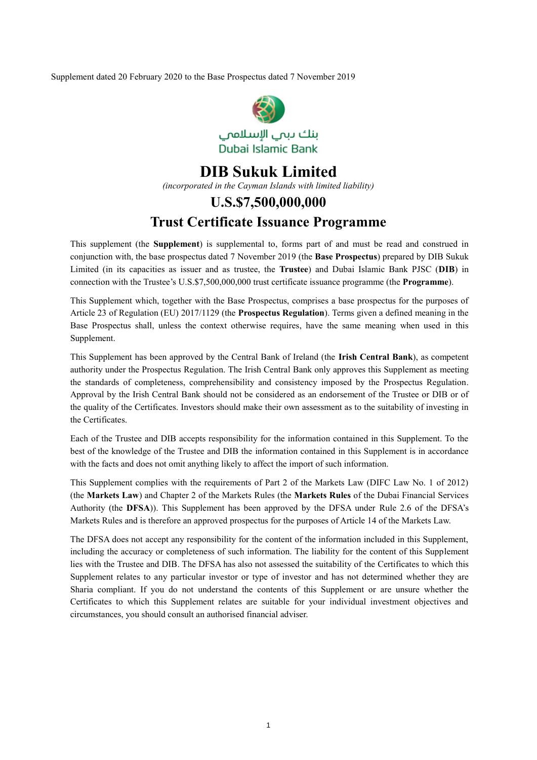Supplement dated 20 February 2020 to the Base Prospectus dated 7 November 2019

بنك دبي الإسلامي
Dubai Islamic Bank

# DIB Sukuk Limited

*(incorporated in the Cayman Islands with limited liability)*

## U.S.$7,500,000,000

## Trust Certificate Issuance Programme

This supplement (the **Supplement**) is supplemental to, forms part of and must be read and construed in conjunction with, the base prospectus dated 7 November 2019 (the **Base Prospectus**) prepared by DIB Sukuk Limited (in its capacities as issuer and as trustee, the **Trustee**) and Dubai Islamic Bank PJSC (**DIB**) in connection with the Trustee's U.S.$7,500,000,000 trust certificate issuance programme (the **Programme**).

This Supplement which, together with the Base Prospectus, comprises a base prospectus for the purposes of Article 23 of Regulation (EU) 2017/1129 (the **Prospectus Regulation**). Terms given a defined meaning in the Base Prospectus shall, unless the context otherwise requires, have the same meaning when used in this Supplement.

This Supplement has been approved by the Central Bank of Ireland (the **Irish Central Bank**), as competent authority under the Prospectus Regulation. The Irish Central Bank only approves this Supplement as meeting the standards of completeness, comprehensibility and consistency imposed by the Prospectus Regulation. Approval by the Irish Central Bank should not be considered as an endorsement of the Trustee or DIB or of the quality of the Certificates. Investors should make their own assessment as to the suitability of investing in the Certificates.

Each of the Trustee and DIB accepts responsibility for the information contained in this Supplement. To the best of the knowledge of the Trustee and DIB the information contained in this Supplement is in accordance with the facts and does not omit anything likely to affect the import of such information.

This Supplement complies with the requirements of Part 2 of the Markets Law (DIFC Law No. 1 of 2012) (the **Markets Law**) and Chapter 2 of the Markets Rules (the **Markets Rules** of the Dubai Financial Services Authority (the **DFSA**)). This Supplement has been approved by the DFSA under Rule 2.6 of the DFSA's Markets Rules and is therefore an approved prospectus for the purposes of Article 14 of the Markets Law.

The DFSA does not accept any responsibility for the content of the information included in this Supplement, including the accuracy or completeness of such information. The liability for the content of this Supplement lies with the Trustee and DIB. The DFSA has also not assessed the suitability of the Certificates to which this Supplement relates to any particular investor or type of investor and has not determined whether they are Sharia compliant. If you do not understand the contents of this Supplement or are unsure whether the Certificates to which this Supplement relates are suitable for your individual investment objectives and circumstances, you should consult an authorised financial adviser.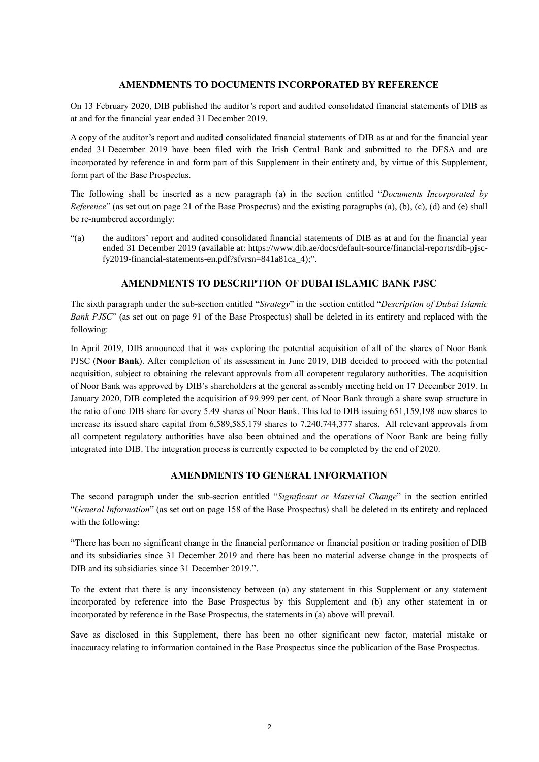## AMENDMENTS TO DOCUMENTS INCORPORATED BY REFERENCE

On 13 February 2020, DIB published the auditor's report and audited consolidated financial statements of DIB as at and for the financial year ended 31 December 2019.

A copy of the auditor's report and audited consolidated financial statements of DIB as at and for the financial year ended 31 December 2019 have been filed with the Irish Central Bank and submitted to the DFSA and are incorporated by reference in and form part of this Supplement in their entirety and, by virtue of this Supplement, form part of the Base Prospectus.

The following shall be inserted as a new paragraph (a) in the section entitled "*Documents Incorporated by Reference*" (as set out on page 21 of the Base Prospectus) and the existing paragraphs (a), (b), (c), (d) and (e) shall be re-numbered accordingly:

"(a) the auditors' report and audited consolidated financial statements of DIB as at and for the financial year ended 31 December 2019 (available at: https://www.dib.ae/docs/default-source/financial-reports/dib-pjsc-fy2019-financial-statements-en.pdf?sfvrsn=841a81ca_4);".

## AMENDMENTS TO DESCRIPTION OF DUBAI ISLAMIC BANK PJSC

The sixth paragraph under the sub-section entitled "*Strategy*" in the section entitled "*Description of Dubai Islamic Bank PJSC*" (as set out on page 91 of the Base Prospectus) shall be deleted in its entirety and replaced with the following:

In April 2019, DIB announced that it was exploring the potential acquisition of all of the shares of Noor Bank PJSC (**Noor Bank**). After completion of its assessment in June 2019, DIB decided to proceed with the potential acquisition, subject to obtaining the relevant approvals from all competent regulatory authorities. The acquisition of Noor Bank was approved by DIB's shareholders at the general assembly meeting held on 17 December 2019. In January 2020, DIB completed the acquisition of 99.999 per cent. of Noor Bank through a share swap structure in the ratio of one DIB share for every 5.49 shares of Noor Bank. This led to DIB issuing 651,159,198 new shares to increase its issued share capital from 6,589,585,179 shares to 7,240,744,377 shares. All relevant approvals from all competent regulatory authorities have also been obtained and the operations of Noor Bank are being fully integrated into DIB. The integration process is currently expected to be completed by the end of 2020.

## AMENDMENTS TO GENERAL INFORMATION

The second paragraph under the sub-section entitled "*Significant or Material Change*" in the section entitled "*General Information*" (as set out on page 158 of the Base Prospectus) shall be deleted in its entirety and replaced with the following:

"There has been no significant change in the financial performance or financial position or trading position of DIB and its subsidiaries since 31 December 2019 and there has been no material adverse change in the prospects of DIB and its subsidiaries since 31 December 2019.".

To the extent that there is any inconsistency between (a) any statement in this Supplement or any statement incorporated by reference into the Base Prospectus by this Supplement and (b) any other statement in or incorporated by reference in the Base Prospectus, the statements in (a) above will prevail.

Save as disclosed in this Supplement, there has been no other significant new factor, material mistake or inaccuracy relating to information contained in the Base Prospectus since the publication of the Base Prospectus.